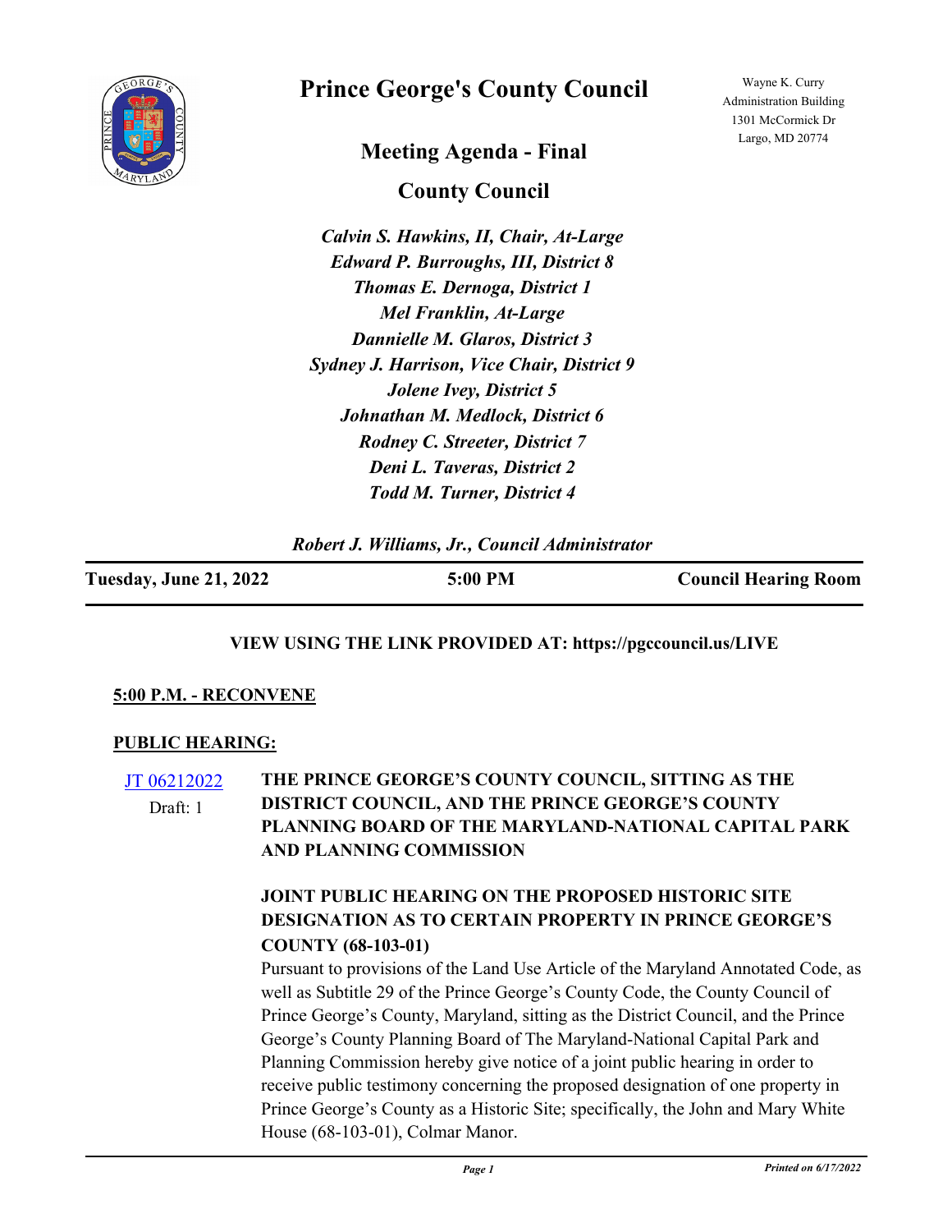# Prince George's County Council

Wayne K. Curry Administration Building
1301 McCormick Dr
Largo, MD 20774

## Meeting Agenda - Final

## County Council

*Calvin S. Hawkins, II, Chair, At-Large*
*Edward P. Burroughs, III, District 8*
*Thomas E. Dernoga, District 1*
*Mel Franklin, At-Large*
*Dannielle M. Glaros, District 3*
*Sydney J. Harrison, Vice Chair, District 9*
*Jolene Ivey, District 5*
*Johnathan M. Medlock, District 6*
*Rodney C. Streeter, District 7*
*Deni L. Taveras, District 2*
*Todd M. Turner, District 4*

*Robert J. Williams, Jr., Council Administrator*

| Tuesday, June 21, 2022 | 5:00 PM | Council Hearing Room |
|---|---|---|

**VIEW USING THE LINK PROVIDED AT: https://pgccouncil.us/LIVE**

**5:00 P.M. - RECONVENE**

**PUBLIC HEARING:**

JT 06212022
Draft: 1

**THE PRINCE GEORGE'S COUNTY COUNCIL, SITTING AS THE DISTRICT COUNCIL, AND THE PRINCE GEORGE'S COUNTY PLANNING BOARD OF THE MARYLAND-NATIONAL CAPITAL PARK AND PLANNING COMMISSION**

**JOINT PUBLIC HEARING ON THE PROPOSED HISTORIC SITE DESIGNATION AS TO CERTAIN PROPERTY IN PRINCE GEORGE'S COUNTY (68-103-01)**

Pursuant to provisions of the Land Use Article of the Maryland Annotated Code, as well as Subtitle 29 of the Prince George's County Code, the County Council of Prince George's County, Maryland, sitting as the District Council, and the Prince George's County Planning Board of The Maryland-National Capital Park and Planning Commission hereby give notice of a joint public hearing in order to receive public testimony concerning the proposed designation of one property in Prince George's County as a Historic Site; specifically, the John and Mary White House (68-103-01), Colmar Manor.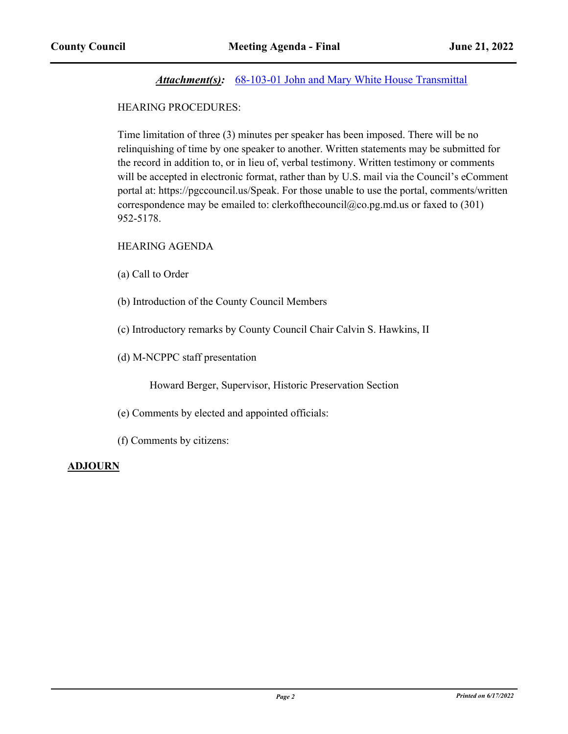***Attachment(s):*** 68-103-01 John and Mary White House Transmittal

HEARING PROCEDURES:

Time limitation of three (3) minutes per speaker has been imposed. There will be no relinquishing of time by one speaker to another. Written statements may be submitted for the record in addition to, or in lieu of, verbal testimony. Written testimony or comments will be accepted in electronic format, rather than by U.S. mail via the Council's eComment portal at: https://pgccouncil.us/Speak. For those unable to use the portal, comments/written correspondence may be emailed to: clerkofthecouncil@co.pg.md.us or faxed to (301) 952-5178.

HEARING AGENDA

(a) Call to Order

(b) Introduction of the County Council Members

(c) Introductory remarks by County Council Chair Calvin S. Hawkins, II

(d) M-NCPPC staff presentation

Howard Berger, Supervisor, Historic Preservation Section

(e) Comments by elected and appointed officials:

(f) Comments by citizens:

**ADJOURN**